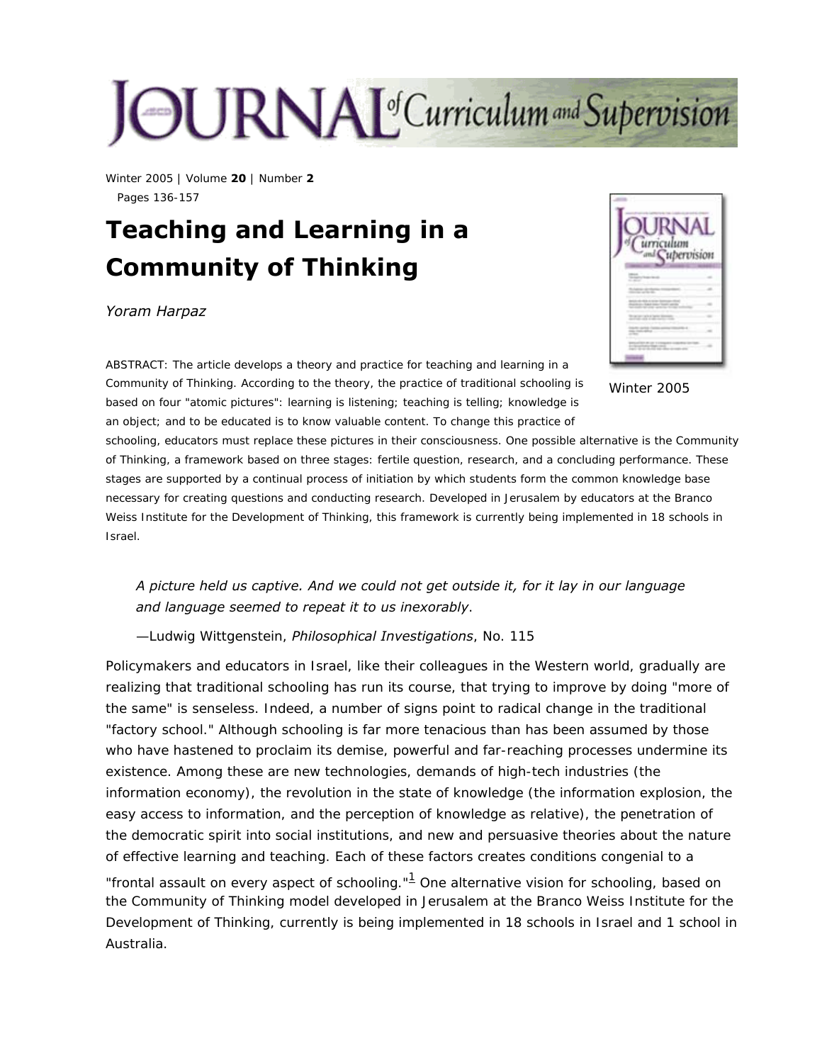# Teaching and Learning in a Community of Thinking

*Yoram Harpaz*

ABSTRACT: The article develops a theory and practice for teaching and learning in a Community of Thinking. According to the theory, the practice of traditional schooling is based on four "atomic pictures": learning is listening; teaching is telling; knowledge is an object; and to be educated is to know valuable content. To change this practice of schooling, educators must replace these pictures in their consciousness. One possible alternative is the Community of Thinking, a framework based on three stages: fertile question, research, and a concluding performance. These stages are supported by a continual process of initiation by which students form the common knowledge base necessary for creating questions and conducting research. Developed in Jerusalem by educators at the Branco Weiss Institute for the Development of Thinking, this framework is currently being implemented in 18 schools in Israel.

> *A picture held us captive. And we could not get outside it, for it lay in our language and language seemed to repeat it to us inexorably*.
>
> —Ludwig Wittgenstein, *Philosophical Investigations*, No. 115

Policymakers and educators in Israel, like their colleagues in the Western world, gradually are realizing that traditional schooling has run its course, that trying to improve by doing "more of the same" is senseless. Indeed, a number of signs point to radical change in the traditional "factory school." Although schooling is far more tenacious than has been assumed by those who have hastened to proclaim its demise, powerful and far-reaching processes undermine its existence. Among these are new technologies, demands of high-tech industries (the information economy), the revolution in the state of knowledge (the information explosion, the easy access to information, and the perception of knowledge as relative), the penetration of the democratic spirit into social institutions, and new and persuasive theories about the nature of effective learning and teaching. Each of these factors creates conditions congenial to a "frontal assault on every aspect of schooling."[1] One alternative vision for schooling, based on the Community of Thinking model developed in Jerusalem at the Branco Weiss Institute for the Development of Thinking, currently is being implemented in 18 schools in Israel and 1 school in Australia.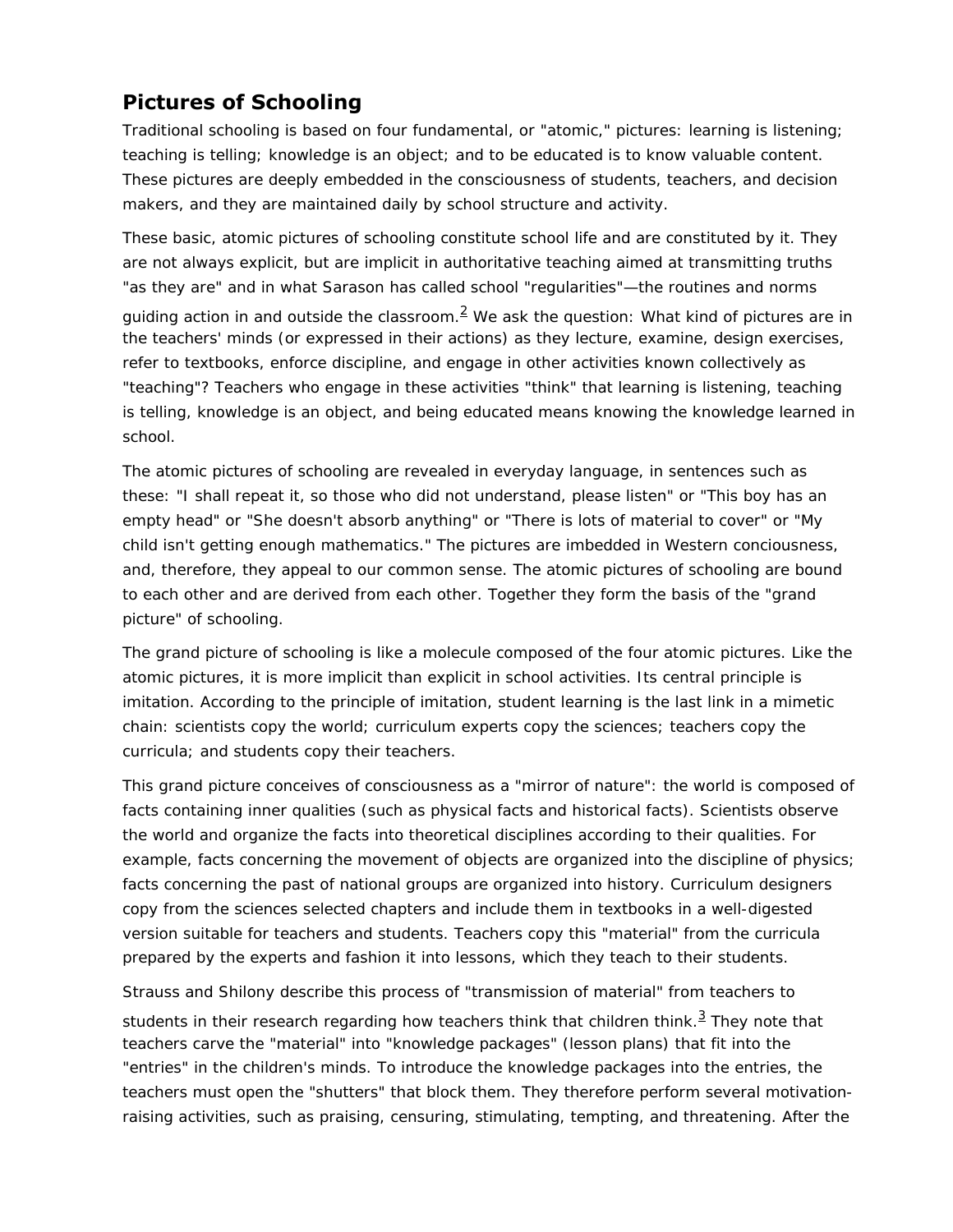## Pictures of Schooling

Traditional schooling is based on four fundamental, or "atomic," pictures: learning is listening; teaching is telling; knowledge is an object; and to be educated is to know valuable content. These pictures are deeply embedded in the consciousness of students, teachers, and decision makers, and they are maintained daily by school structure and activity.

These basic, atomic pictures of schooling constitute school life and are constituted by it. They are not always explicit, but are implicit in authoritative teaching aimed at transmitting truths "as they are" and in what Sarason has called school "regularities"—the routines and norms guiding action in and outside the classroom.[2] We ask the question: What kind of pictures are in the teachers' minds (or expressed in their actions) as they lecture, examine, design exercises, refer to textbooks, enforce discipline, and engage in other activities known collectively as "teaching"? Teachers who engage in these activities "think" that learning is listening, teaching is telling, knowledge is an object, and being educated means knowing the knowledge learned in school.

The atomic pictures of schooling are revealed in everyday language, in sentences such as these: "I shall repeat it, so those who did not understand, please listen" or "This boy has an empty head" or "She doesn't absorb anything" or "There is lots of material to cover" or "My child isn't getting enough mathematics." The pictures are imbedded in Western conciousness, and, therefore, they appeal to our common sense. The atomic pictures of schooling are bound to each other and are derived from each other. Together they form the basis of the "grand picture" of schooling.

The grand picture of schooling is like a molecule composed of the four atomic pictures. Like the atomic pictures, it is more implicit than explicit in school activities. Its central principle is imitation. According to the principle of imitation, student learning is the last link in a mimetic chain: scientists copy the world; curriculum experts copy the sciences; teachers copy the curricula; and students copy their teachers.

This grand picture conceives of consciousness as a "mirror of nature": the world is composed of facts containing inner qualities (such as physical facts and historical facts). Scientists observe the world and organize the facts into theoretical disciplines according to their qualities. For example, facts concerning the movement of objects are organized into the discipline of physics; facts concerning the past of national groups are organized into history. Curriculum designers copy from the sciences selected chapters and include them in textbooks in a well-digested version suitable for teachers and students. Teachers copy this "material" from the curricula prepared by the experts and fashion it into lessons, which they teach to their students.

Strauss and Shilony describe this process of "transmission of material" from teachers to students in their research regarding how teachers think that children think.[3] They note that teachers carve the "material" into "knowledge packages" (lesson plans) that fit into the "entries" in the children's minds. To introduce the knowledge packages into the entries, the teachers must open the "shutters" that block them. They therefore perform several motivation-raising activities, such as praising, censuring, stimulating, tempting, and threatening. After the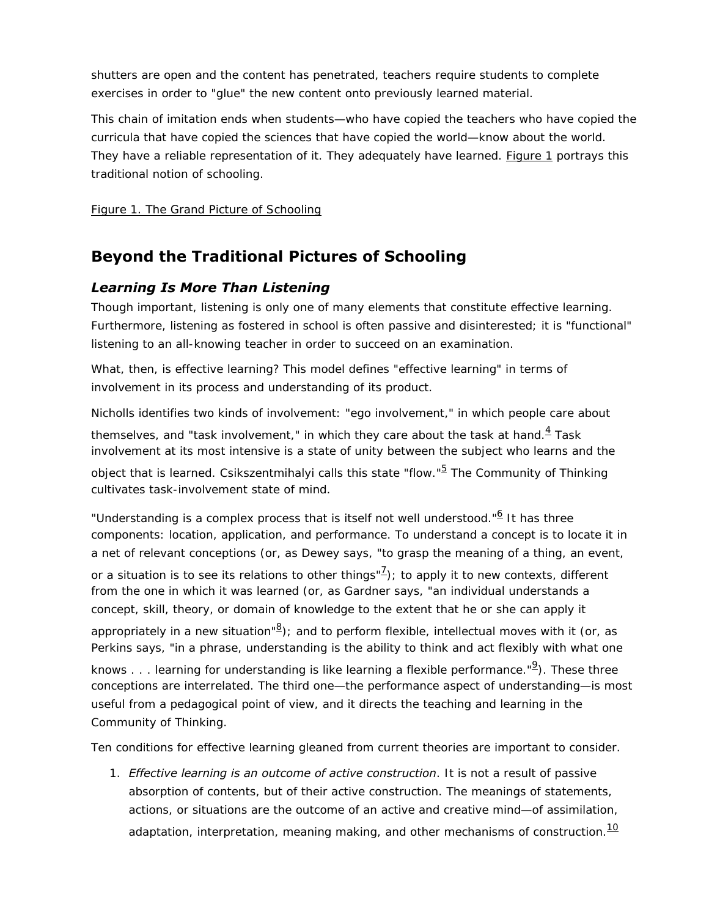shutters are open and the content has penetrated, teachers require students to complete exercises in order to "glue" the new content onto previously learned material.

This chain of imitation ends when students—who have copied the teachers who have copied the curricula that have copied the sciences that have copied the world—know about the world. They have a reliable representation of it. They adequately have learned. Figure 1 portrays this traditional notion of schooling.

Figure 1. The Grand Picture of Schooling

## Beyond the Traditional Pictures of Schooling

### *Learning Is More Than Listening*

Though important, listening is only one of many elements that constitute effective learning. Furthermore, listening as fostered in school is often passive and disinterested; it is "functional" listening to an all-knowing teacher in order to succeed on an examination.

What, then, is effective learning? This model defines "effective learning" in terms of involvement in its process and understanding of its product.

Nicholls identifies two kinds of involvement: "ego involvement," in which people care about themselves, and "task involvement," in which they care about the task at hand.[4] Task involvement at its most intensive is a state of unity between the subject who learns and the object that is learned. Csikszentmihalyi calls this state "flow."[5] The Community of Thinking cultivates task-involvement state of mind.

"Understanding is a complex process that is itself not well understood."[6] It has three components: location, application, and performance. To understand a concept is to locate it in a net of relevant conceptions (or, as Dewey says, "to grasp the meaning of a thing, an event, or a situation is to see its relations to other things"[7]); to apply it to new contexts, different from the one in which it was learned (or, as Gardner says, "an individual understands a concept, skill, theory, or domain of knowledge to the extent that he or she can apply it appropriately in a new situation"[8]); and to perform flexible, intellectual moves with it (or, as Perkins says, "in a phrase, understanding is the ability to think and act flexibly with what one knows . . . learning for understanding is like learning a flexible performance."[9]). These three conceptions are interrelated. The third one—the performance aspect of understanding—is most useful from a pedagogical point of view, and it directs the teaching and learning in the Community of Thinking.

Ten conditions for effective learning gleaned from current theories are important to consider.

1. *Effective learning is an outcome of active construction*. It is not a result of passive absorption of contents, but of their active construction. The meanings of statements, actions, or situations are the outcome of an active and creative mind—of assimilation, adaptation, interpretation, meaning making, and other mechanisms of construction.[10]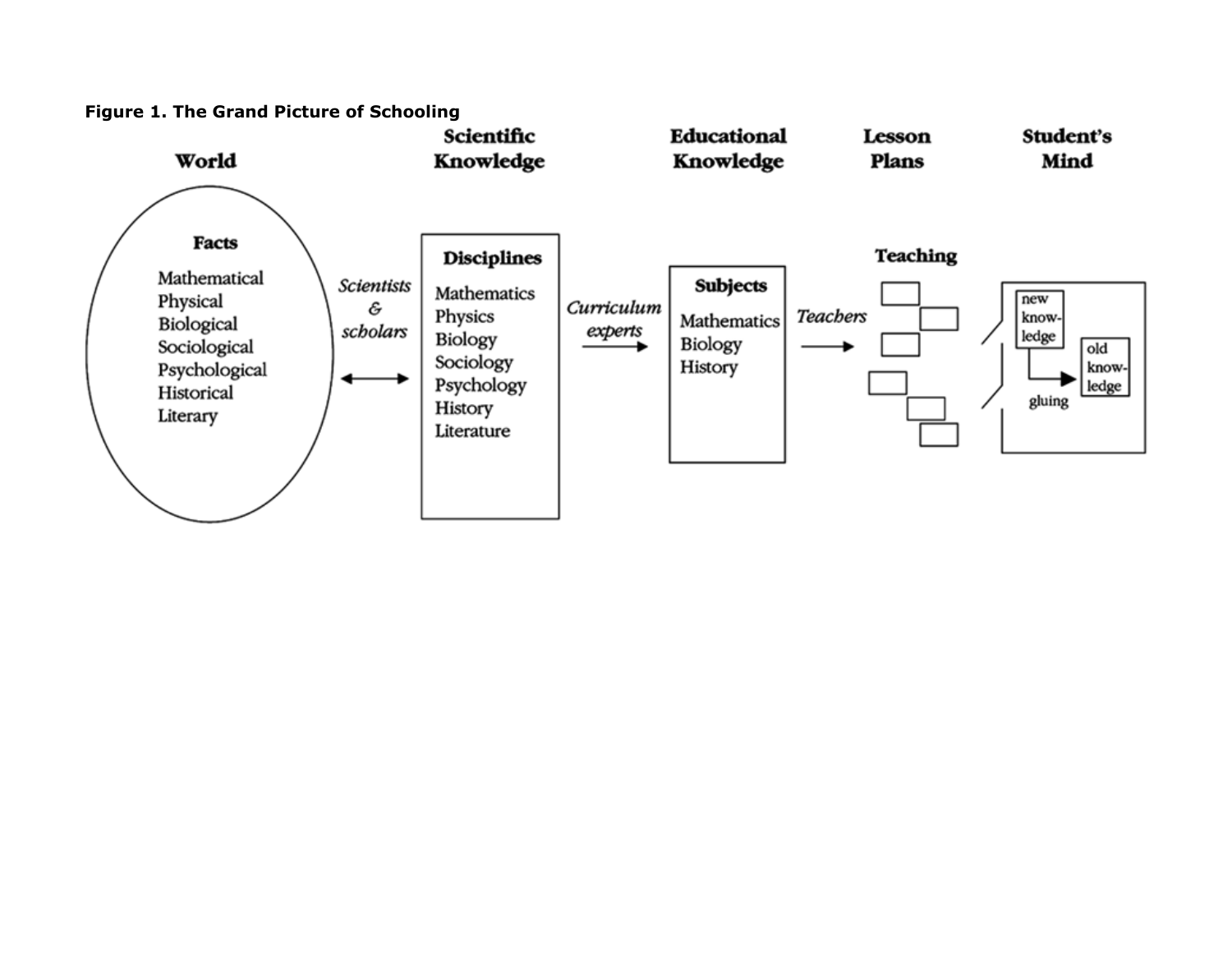**Figure 1. The Grand Picture of Schooling**

| World | | Scientific Knowledge | | Educational Knowledge | | Lesson Plans | Student's Mind |
|---|---|---|---|---|---|---|---|
| **Facts** | *Scientists & scholars* ⟷ | **Disciplines** | *Curriculum experts* → | **Subjects** | *Teachers* → | **Teaching** | new knowledge → (gluing) → old knowledge |
| Mathematical | | Mathematics | | Mathematics | | | |
| Physical | | Physics | | Biology | | | |
| Biological | | Biology | | History | | | |
| Sociological | | Sociology | | | | | |
| Psychological | | Psychology | | | | | |
| Historical | | History | | | | | |
| Literary | | Literature | | | | | |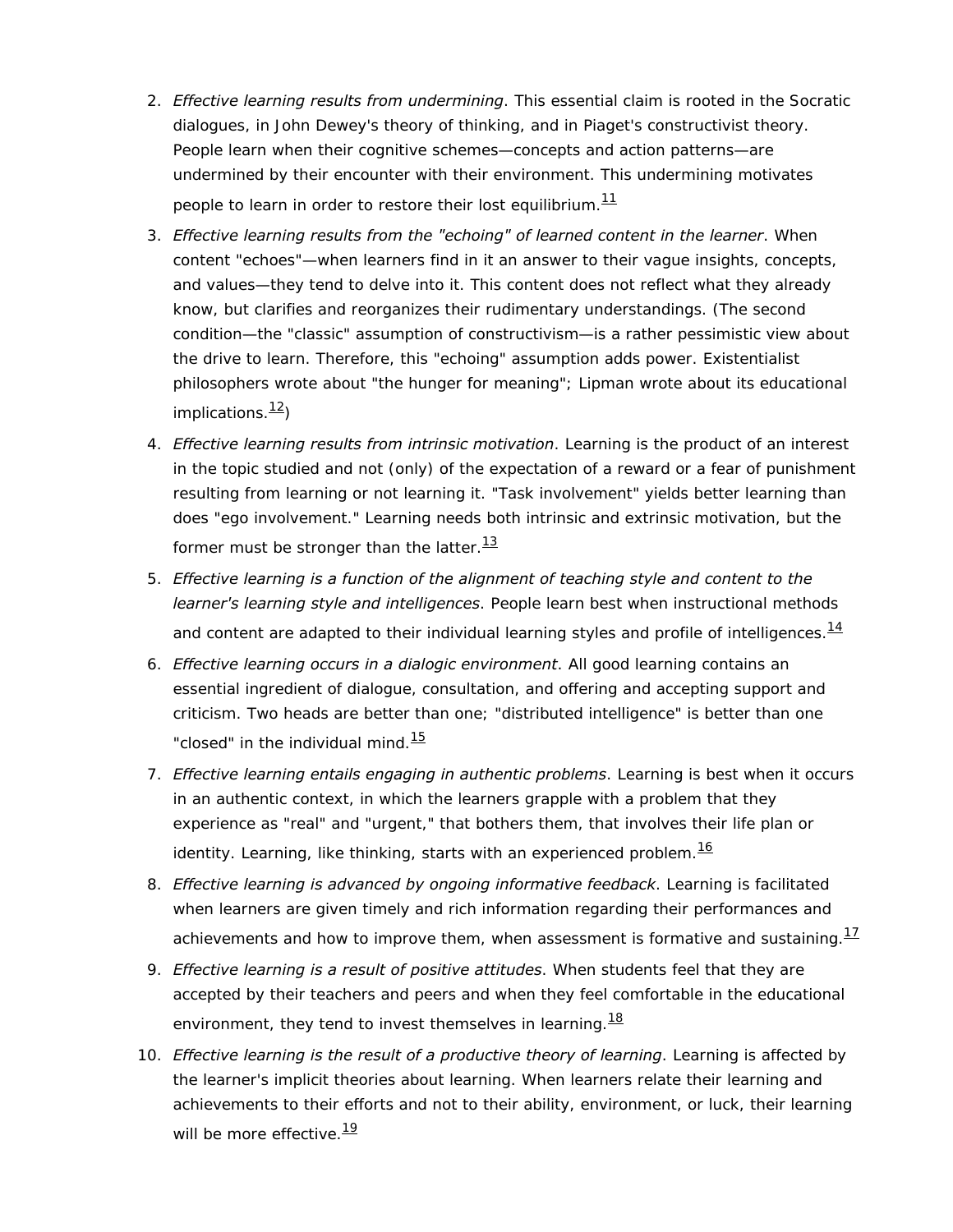2. *Effective learning results from undermining*. This essential claim is rooted in the Socratic dialogues, in John Dewey's theory of thinking, and in Piaget's constructivist theory. People learn when their cognitive schemes—concepts and action patterns—are undermined by their encounter with their environment. This undermining motivates people to learn in order to restore their lost equilibrium.[11]
3. *Effective learning results from the "echoing" of learned content in the learner*. When content "echoes"—when learners find in it an answer to their vague insights, concepts, and values—they tend to delve into it. This content does not reflect what they already know, but clarifies and reorganizes their rudimentary understandings. (The second condition—the "classic" assumption of constructivism—is a rather pessimistic view about the drive to learn. Therefore, this "echoing" assumption adds power. Existentialist philosophers wrote about "the hunger for meaning"; Lipman wrote about its educational implications.[12])
4. *Effective learning results from intrinsic motivation*. Learning is the product of an interest in the topic studied and not (only) of the expectation of a reward or a fear of punishment resulting from learning or not learning it. "Task involvement" yields better learning than does "ego involvement." Learning needs both intrinsic and extrinsic motivation, but the former must be stronger than the latter.[13]
5. *Effective learning is a function of the alignment of teaching style and content to the learner's learning style and intelligences*. People learn best when instructional methods and content are adapted to their individual learning styles and profile of intelligences.[14]
6. *Effective learning occurs in a dialogic environment*. All good learning contains an essential ingredient of dialogue, consultation, and offering and accepting support and criticism. Two heads are better than one; "distributed intelligence" is better than one "closed" in the individual mind.[15]
7. *Effective learning entails engaging in authentic problems*. Learning is best when it occurs in an authentic context, in which the learners grapple with a problem that they experience as "real" and "urgent," that bothers them, that involves their life plan or identity. Learning, like thinking, starts with an experienced problem.[16]
8. *Effective learning is advanced by ongoing informative feedback*. Learning is facilitated when learners are given timely and rich information regarding their performances and achievements and how to improve them, when assessment is formative and sustaining.[17]
9. *Effective learning is a result of positive attitudes*. When students feel that they are accepted by their teachers and peers and when they feel comfortable in the educational environment, they tend to invest themselves in learning.[18]
10. *Effective learning is the result of a productive theory of learning*. Learning is affected by the learner's implicit theories about learning. When learners relate their learning and achievements to their efforts and not to their ability, environment, or luck, their learning will be more effective.[19]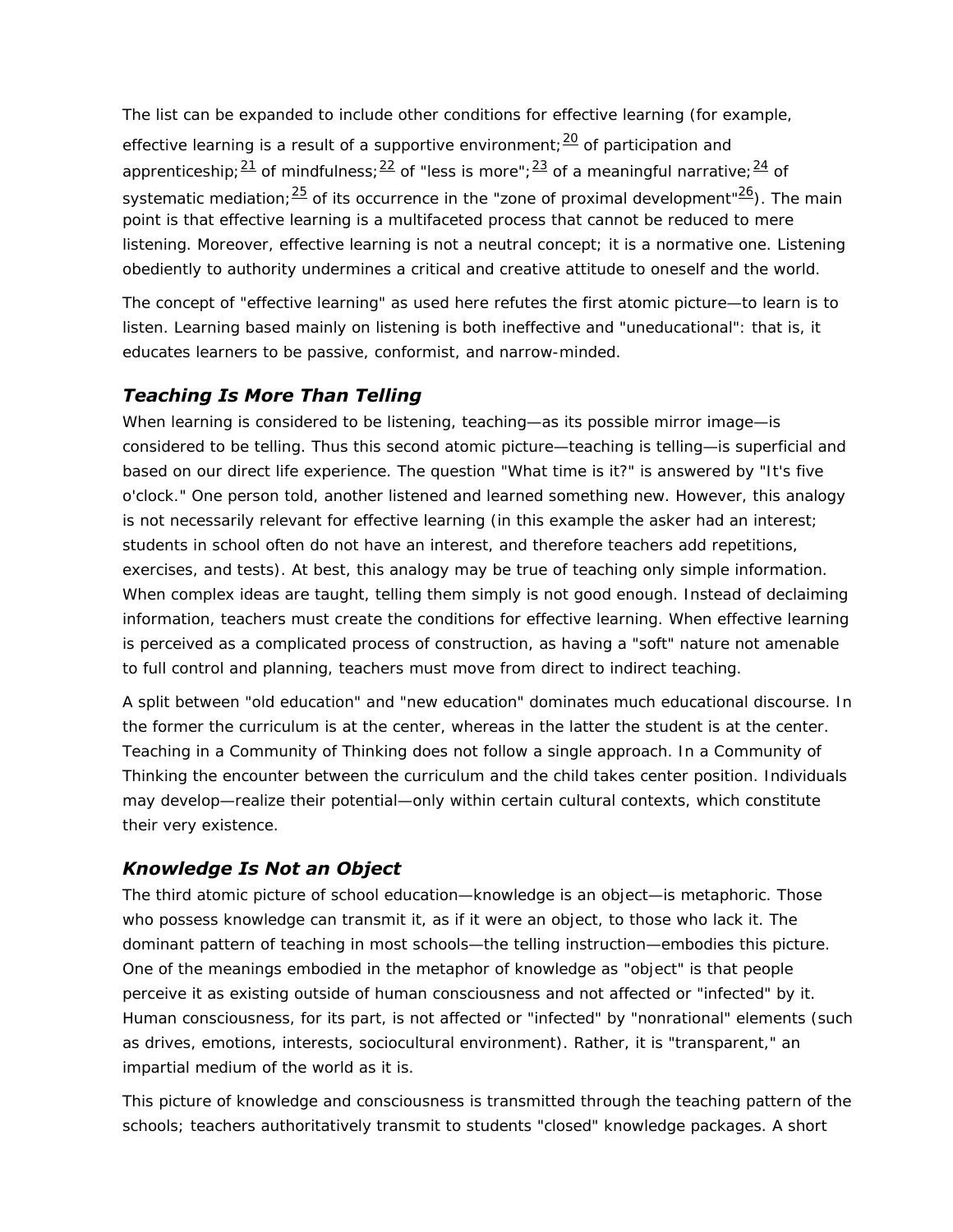The list can be expanded to include other conditions for effective learning (for example, effective learning is a result of a supportive environment;[20] of participation and apprenticeship;[21] of mindfulness;[22] of "less is more";[23] of a meaningful narrative;[24] of systematic mediation;[25] of its occurrence in the "zone of proximal development"[26]). The main point is that effective learning is a multifaceted process that cannot be reduced to mere listening. Moreover, effective learning is not a neutral concept; it is a normative one. Listening obediently to authority undermines a critical and creative attitude to oneself and the world.

The concept of "effective learning" as used here refutes the first atomic picture—to learn is to listen. Learning based mainly on listening is both ineffective and "uneducational": that is, it educates learners to be passive, conformist, and narrow-minded.

### *Teaching Is More Than Telling*

When learning is considered to be listening, teaching—as its possible mirror image—is considered to be telling. Thus this second atomic picture—teaching is telling—is superficial and based on our direct life experience. The question "What time is it?" is answered by "It's five o'clock." One person told, another listened and learned something new. However, this analogy is not necessarily relevant for effective learning (in this example the asker had an interest; students in school often do not have an interest, and therefore teachers add repetitions, exercises, and tests). At best, this analogy may be true of teaching only simple information. When complex ideas are taught, telling them simply is not good enough. Instead of declaiming information, teachers must create the conditions for effective learning. When effective learning is perceived as a complicated process of construction, as having a "soft" nature not amenable to full control and planning, teachers must move from direct to indirect teaching.

A split between "old education" and "new education" dominates much educational discourse. In the former the curriculum is at the center, whereas in the latter the student is at the center. Teaching in a Community of Thinking does not follow a single approach. In a Community of Thinking the encounter between the curriculum and the child takes center position. Individuals may develop—realize their potential—only within certain cultural contexts, which constitute their very existence.

### *Knowledge Is Not an Object*

The third atomic picture of school education—knowledge is an object—is metaphoric. Those who possess knowledge can transmit it, as if it were an object, to those who lack it. The dominant pattern of teaching in most schools—the telling instruction—embodies this picture. One of the meanings embodied in the metaphor of knowledge as "object" is that people perceive it as existing outside of human consciousness and not affected or "infected" by it. Human consciousness, for its part, is not affected or "infected" by "nonrational" elements (such as drives, emotions, interests, sociocultural environment). Rather, it is "transparent," an impartial medium of the world as it is.

This picture of knowledge and consciousness is transmitted through the teaching pattern of the schools; teachers authoritatively transmit to students "closed" knowledge packages. A short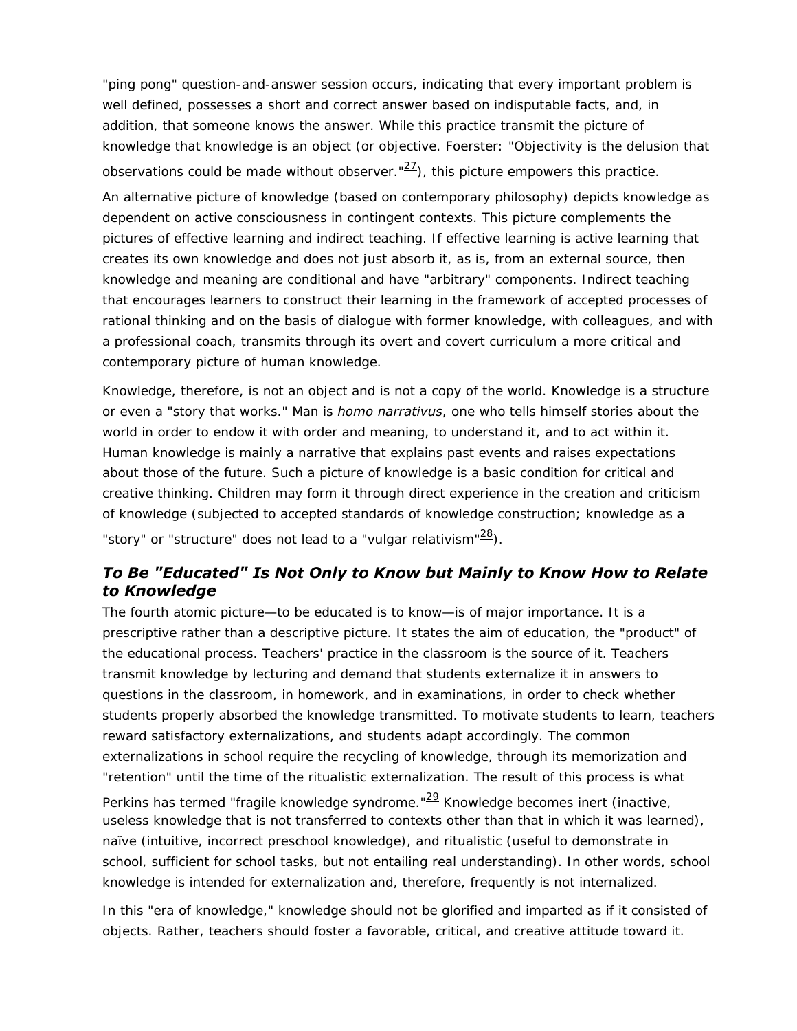"ping pong" question-and-answer session occurs, indicating that every important problem is well defined, possesses a short and correct answer based on indisputable facts, and, in addition, that someone knows the answer. While this practice transmit the picture of knowledge that knowledge is an object (or objective. Foerster: "Objectivity is the delusion that observations could be made without observer."[27]), this picture empowers this practice.

An alternative picture of knowledge (based on contemporary philosophy) depicts knowledge as dependent on active consciousness in contingent contexts. This picture complements the pictures of effective learning and indirect teaching. If effective learning is active learning that creates its own knowledge and does not just absorb it, as is, from an external source, then knowledge and meaning are conditional and have "arbitrary" components. Indirect teaching that encourages learners to construct their learning in the framework of accepted processes of rational thinking and on the basis of dialogue with former knowledge, with colleagues, and with a professional coach, transmits through its overt and covert curriculum a more critical and contemporary picture of human knowledge.

Knowledge, therefore, is not an object and is not a copy of the world. Knowledge is a structure or even a "story that works." Man is *homo narrativus*, one who tells himself stories about the world in order to endow it with order and meaning, to understand it, and to act within it. Human knowledge is mainly a narrative that explains past events and raises expectations about those of the future. Such a picture of knowledge is a basic condition for critical and creative thinking. Children may form it through direct experience in the creation and criticism of knowledge (subjected to accepted standards of knowledge construction; knowledge as a "story" or "structure" does not lead to a "vulgar relativism"[28]).

### *To Be "Educated" Is Not Only to Know but Mainly to Know How to Relate to Knowledge*

The fourth atomic picture—to be educated is to know—is of major importance. It is a prescriptive rather than a descriptive picture. It states the aim of education, the "product" of the educational process. Teachers' practice in the classroom is the source of it. Teachers transmit knowledge by lecturing and demand that students externalize it in answers to questions in the classroom, in homework, and in examinations, in order to check whether students properly absorbed the knowledge transmitted. To motivate students to learn, teachers reward satisfactory externalizations, and students adapt accordingly. The common externalizations in school require the recycling of knowledge, through its memorization and "retention" until the time of the ritualistic externalization. The result of this process is what Perkins has termed "fragile knowledge syndrome."[29] Knowledge becomes inert (inactive, useless knowledge that is not transferred to contexts other than that in which it was learned), naïve (intuitive, incorrect preschool knowledge), and ritualistic (useful to demonstrate in school, sufficient for school tasks, but not entailing real understanding). In other words, school knowledge is intended for externalization and, therefore, frequently is not internalized.

In this "era of knowledge," knowledge should not be glorified and imparted as if it consisted of objects. Rather, teachers should foster a favorable, critical, and creative attitude toward it.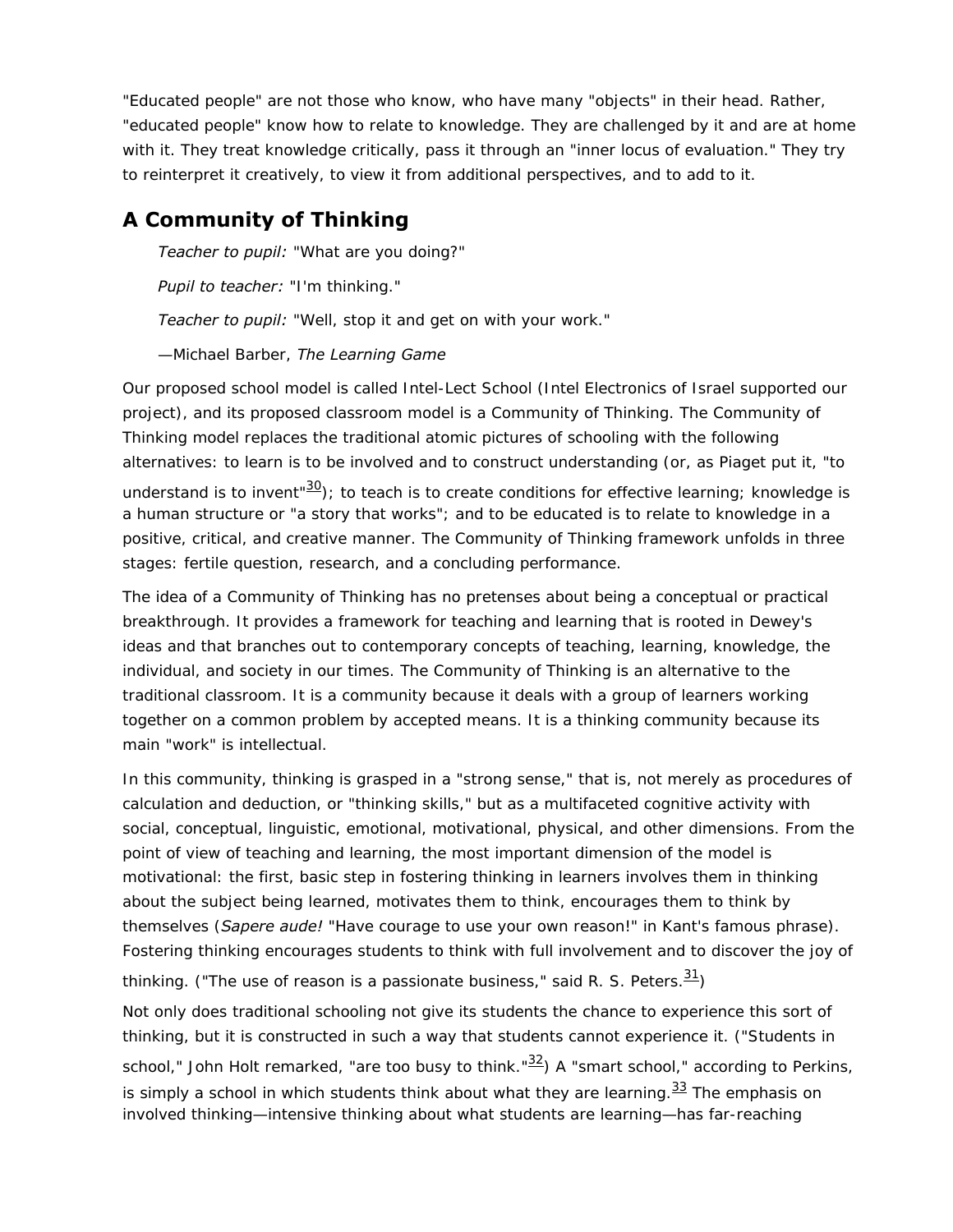"Educated people" are not those who know, who have many "objects" in their head. Rather, "educated people" know how to relate to knowledge. They are challenged by it and are at home with it. They treat knowledge critically, pass it through an "inner locus of evaluation." They try to reinterpret it creatively, to view it from additional perspectives, and to add to it.

## A Community of Thinking

> *Teacher to pupil:* "What are you doing?"
>
> *Pupil to teacher:* "I'm thinking."
>
> *Teacher to pupil:* "Well, stop it and get on with your work."
>
> —Michael Barber, *The Learning Game*

Our proposed school model is called Intel-Lect School (Intel Electronics of Israel supported our project), and its proposed classroom model is a Community of Thinking. The Community of Thinking model replaces the traditional atomic pictures of schooling with the following alternatives: to learn is to be involved and to construct understanding (or, as Piaget put it, "to understand is to invent"[30]); to teach is to create conditions for effective learning; knowledge is a human structure or "a story that works"; and to be educated is to relate to knowledge in a positive, critical, and creative manner. The Community of Thinking framework unfolds in three stages: fertile question, research, and a concluding performance.

The idea of a Community of Thinking has no pretenses about being a conceptual or practical breakthrough. It provides a framework for teaching and learning that is rooted in Dewey's ideas and that branches out to contemporary concepts of teaching, learning, knowledge, the individual, and society in our times. The Community of Thinking is an alternative to the traditional classroom. It is a community because it deals with a group of learners working together on a common problem by accepted means. It is a thinking community because its main "work" is intellectual.

In this community, thinking is grasped in a "strong sense," that is, not merely as procedures of calculation and deduction, or "thinking skills," but as a multifaceted cognitive activity with social, conceptual, linguistic, emotional, motivational, physical, and other dimensions. From the point of view of teaching and learning, the most important dimension of the model is motivational: the first, basic step in fostering thinking in learners involves them in thinking about the subject being learned, motivates them to think, encourages them to think by themselves (*Sapere aude!* "Have courage to use your own reason!" in Kant's famous phrase). Fostering thinking encourages students to think with full involvement and to discover the joy of thinking. ("The use of reason is a passionate business," said R. S. Peters.[31])

Not only does traditional schooling not give its students the chance to experience this sort of thinking, but it is constructed in such a way that students cannot experience it. ("Students in school," John Holt remarked, "are too busy to think."[32]) A "smart school," according to Perkins, is simply a school in which students think about what they are learning.[33] The emphasis on involved thinking—intensive thinking about what students are learning—has far-reaching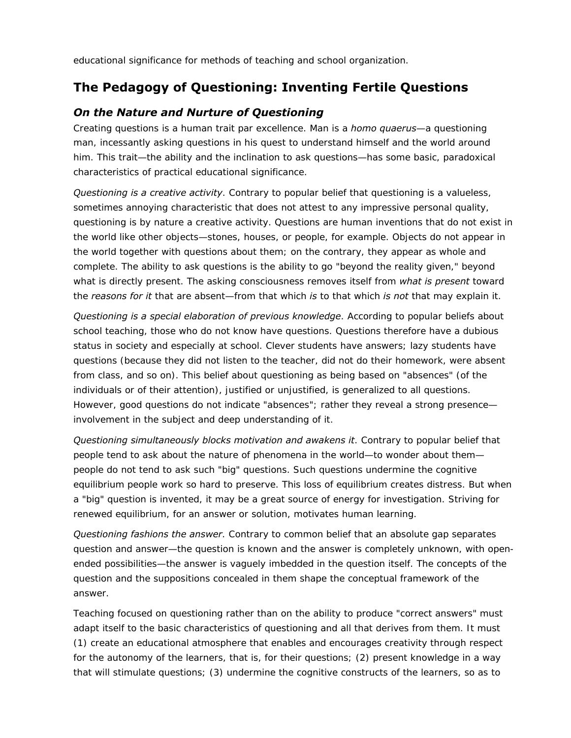educational significance for methods of teaching and school organization.

## The Pedagogy of Questioning: Inventing Fertile Questions

### *On the Nature and Nurture of Questioning*

Creating questions is a human trait par excellence. Man is a *homo quaerus*—a questioning man, incessantly asking questions in his quest to understand himself and the world around him. This trait—the ability and the inclination to ask questions—has some basic, paradoxical characteristics of practical educational significance.

*Questioning is a creative activity*. Contrary to popular belief that questioning is a valueless, sometimes annoying characteristic that does not attest to any impressive personal quality, questioning is by nature a creative activity. Questions are human inventions that do not exist in the world like other objects—stones, houses, or people, for example. Objects do not appear in the world together with questions about them; on the contrary, they appear as whole and complete. The ability to ask questions is the ability to go "beyond the reality given," beyond what is directly present. The asking consciousness removes itself from *what is present* toward the *reasons for it* that are absent—from that which *is* to that which *is not* that may explain it.

*Questioning is a special elaboration of previous knowledge*. According to popular beliefs about school teaching, those who do not know have questions. Questions therefore have a dubious status in society and especially at school. Clever students have answers; lazy students have questions (because they did not listen to the teacher, did not do their homework, were absent from class, and so on). This belief about questioning as being based on "absences" (of the individuals or of their attention), justified or unjustified, is generalized to all questions. However, good questions do not indicate "absences"; rather they reveal a strong presence—involvement in the subject and deep understanding of it.

*Questioning simultaneously blocks motivation and awakens it*. Contrary to popular belief that people tend to ask about the nature of phenomena in the world—to wonder about them—people do not tend to ask such "big" questions. Such questions undermine the cognitive equilibrium people work so hard to preserve. This loss of equilibrium creates distress. But when a "big" question is invented, it may be a great source of energy for investigation. Striving for renewed equilibrium, for an answer or solution, motivates human learning.

*Questioning fashions the answer*. Contrary to common belief that an absolute gap separates question and answer—the question is known and the answer is completely unknown, with open-ended possibilities—the answer is vaguely imbedded in the question itself. The concepts of the question and the suppositions concealed in them shape the conceptual framework of the answer.

Teaching focused on questioning rather than on the ability to produce "correct answers" must adapt itself to the basic characteristics of questioning and all that derives from them. It must (1) create an educational atmosphere that enables and encourages creativity through respect for the autonomy of the learners, that is, for their questions; (2) present knowledge in a way that will stimulate questions; (3) undermine the cognitive constructs of the learners, so as to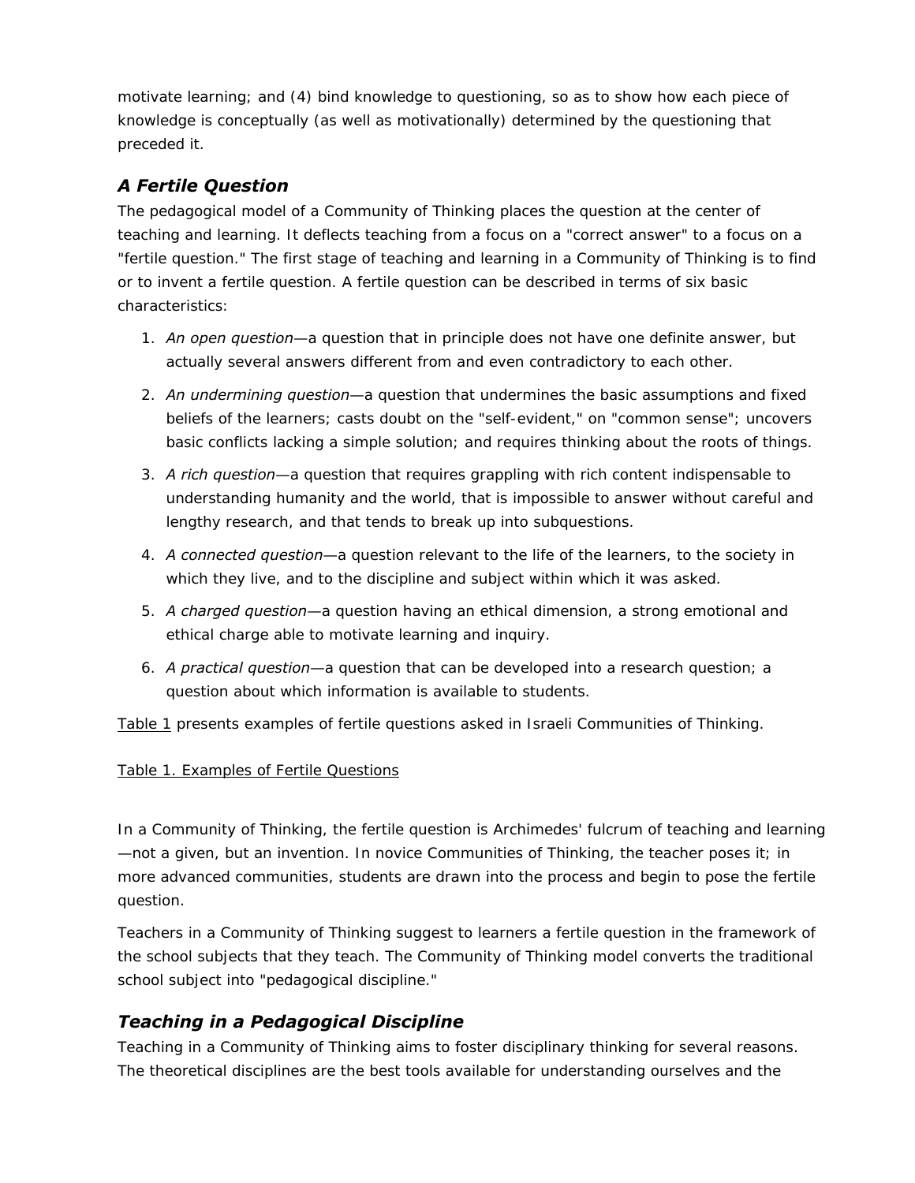motivate learning; and (4) bind knowledge to questioning, so as to show how each piece of knowledge is conceptually (as well as motivationally) determined by the questioning that preceded it.

### *A Fertile Question*

The pedagogical model of a Community of Thinking places the question at the center of teaching and learning. It deflects teaching from a focus on a "correct answer" to a focus on a "fertile question." The first stage of teaching and learning in a Community of Thinking is to find or to invent a fertile question. A fertile question can be described in terms of six basic characteristics:

1. *An open question*—a question that in principle does not have one definite answer, but actually several answers different from and even contradictory to each other.
2. *An undermining question*—a question that undermines the basic assumptions and fixed beliefs of the learners; casts doubt on the "self-evident," on "common sense"; uncovers basic conflicts lacking a simple solution; and requires thinking about the roots of things.
3. *A rich question*—a question that requires grappling with rich content indispensable to understanding humanity and the world, that is impossible to answer without careful and lengthy research, and that tends to break up into subquestions.
4. *A connected question*—a question relevant to the life of the learners, to the society in which they live, and to the discipline and subject within which it was asked.
5. *A charged question*—a question having an ethical dimension, a strong emotional and ethical charge able to motivate learning and inquiry.
6. *A practical question*—a question that can be developed into a research question; a question about which information is available to students.

Table 1 presents examples of fertile questions asked in Israeli Communities of Thinking.

Table 1. Examples of Fertile Questions

In a Community of Thinking, the fertile question is Archimedes' fulcrum of teaching and learning—not a given, but an invention. In novice Communities of Thinking, the teacher poses it; in more advanced communities, students are drawn into the process and begin to pose the fertile question.

Teachers in a Community of Thinking suggest to learners a fertile question in the framework of the school subjects that they teach. The Community of Thinking model converts the traditional school subject into "pedagogical discipline."

### *Teaching in a Pedagogical Discipline*

Teaching in a Community of Thinking aims to foster disciplinary thinking for several reasons. The theoretical disciplines are the best tools available for understanding ourselves and the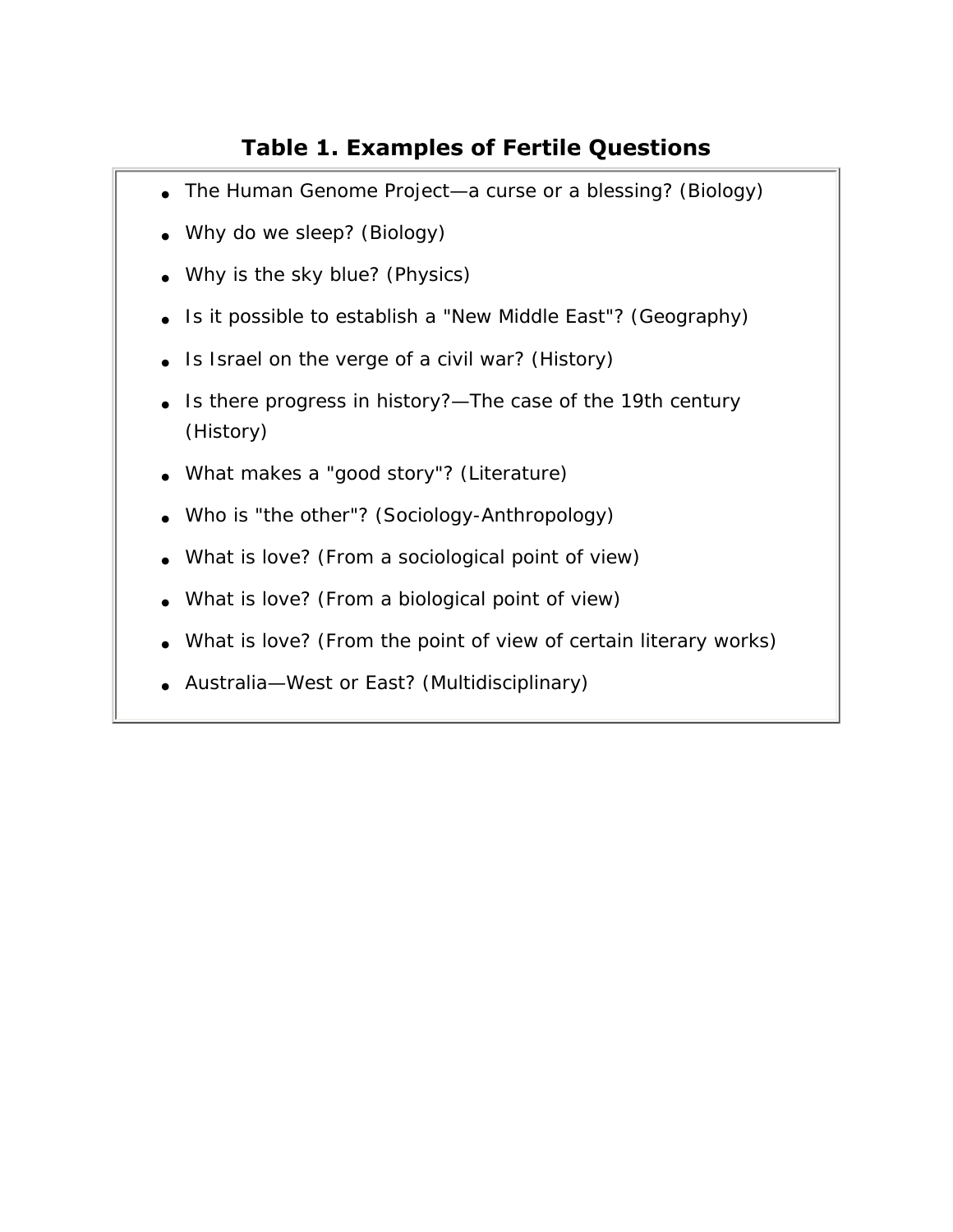**Table 1. Examples of Fertile Questions**

- The Human Genome Project—a curse or a blessing? (Biology)
- Why do we sleep? (Biology)
- Why is the sky blue? (Physics)
- Is it possible to establish a "New Middle East"? (Geography)
- Is Israel on the verge of a civil war? (History)
- Is there progress in history?—The case of the 19th century (History)
- What makes a "good story"? (Literature)
- Who is "the other"? (Sociology-Anthropology)
- What is love? (From a sociological point of view)
- What is love? (From a biological point of view)
- What is love? (From the point of view of certain literary works)
- Australia—West or East? (Multidisciplinary)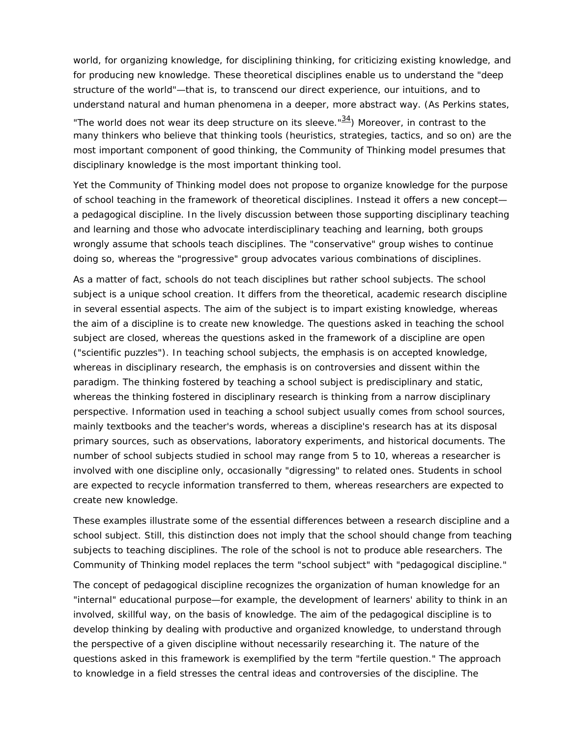world, for organizing knowledge, for disciplining thinking, for criticizing existing knowledge, and for producing new knowledge. These theoretical disciplines enable us to understand the "deep structure of the world"—that is, to transcend our direct experience, our intuitions, and to understand natural and human phenomena in a deeper, more abstract way. (As Perkins states, "The world does not wear its deep structure on its sleeve."[34]) Moreover, in contrast to the many thinkers who believe that thinking tools (heuristics, strategies, tactics, and so on) are the most important component of good thinking, the Community of Thinking model presumes that disciplinary knowledge is the most important thinking tool.

Yet the Community of Thinking model does not propose to organize knowledge for the purpose of school teaching in the framework of theoretical disciplines. Instead it offers a new concept—a pedagogical discipline. In the lively discussion between those supporting disciplinary teaching and learning and those who advocate interdisciplinary teaching and learning, both groups wrongly assume that schools teach disciplines. The "conservative" group wishes to continue doing so, whereas the "progressive" group advocates various combinations of disciplines.

As a matter of fact, schools do not teach disciplines but rather school subjects. The school subject is a unique school creation. It differs from the theoretical, academic research discipline in several essential aspects. The aim of the subject is to impart existing knowledge, whereas the aim of a discipline is to create new knowledge. The questions asked in teaching the school subject are closed, whereas the questions asked in the framework of a discipline are open ("scientific puzzles"). In teaching school subjects, the emphasis is on accepted knowledge, whereas in disciplinary research, the emphasis is on controversies and dissent within the paradigm. The thinking fostered by teaching a school subject is predisciplinary and static, whereas the thinking fostered in disciplinary research is thinking from a narrow disciplinary perspective. Information used in teaching a school subject usually comes from school sources, mainly textbooks and the teacher's words, whereas a discipline's research has at its disposal primary sources, such as observations, laboratory experiments, and historical documents. The number of school subjects studied in school may range from 5 to 10, whereas a researcher is involved with one discipline only, occasionally "digressing" to related ones. Students in school are expected to recycle information transferred to them, whereas researchers are expected to create new knowledge.

These examples illustrate some of the essential differences between a research discipline and a school subject. Still, this distinction does not imply that the school should change from teaching subjects to teaching disciplines. The role of the school is not to produce able researchers. The Community of Thinking model replaces the term "school subject" with "pedagogical discipline."

The concept of pedagogical discipline recognizes the organization of human knowledge for an "internal" educational purpose—for example, the development of learners' ability to think in an involved, skillful way, on the basis of knowledge. The aim of the pedagogical discipline is to develop thinking by dealing with productive and organized knowledge, to understand through the perspective of a given discipline without necessarily researching it. The nature of the questions asked in this framework is exemplified by the term "fertile question." The approach to knowledge in a field stresses the central ideas and controversies of the discipline. The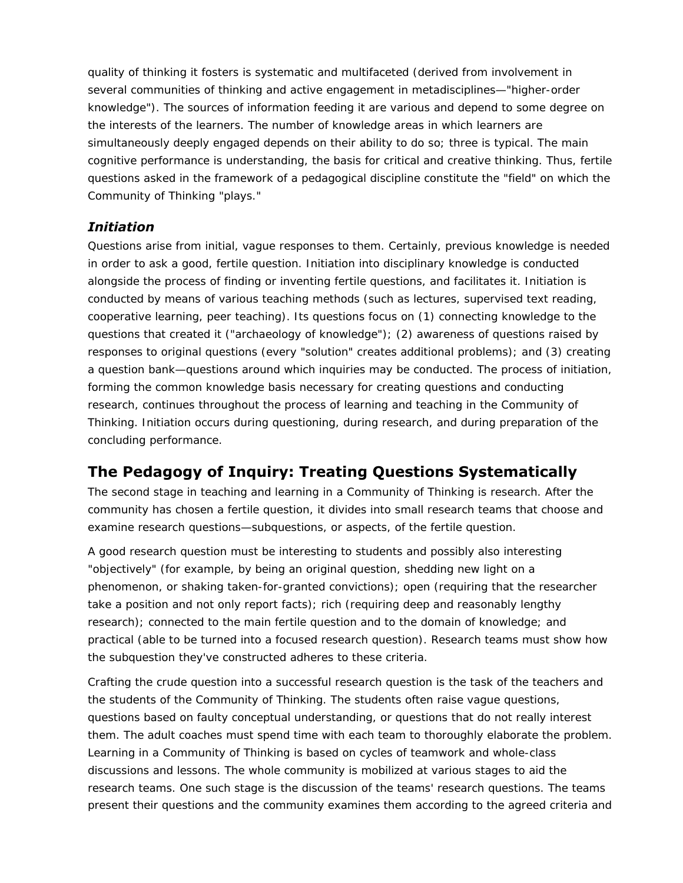quality of thinking it fosters is systematic and multifaceted (derived from involvement in several communities of thinking and active engagement in metadisciplines—"higher-order knowledge"). The sources of information feeding it are various and depend to some degree on the interests of the learners. The number of knowledge areas in which learners are simultaneously deeply engaged depends on their ability to do so; three is typical. The main cognitive performance is understanding, the basis for critical and creative thinking. Thus, fertile questions asked in the framework of a pedagogical discipline constitute the "field" on which the Community of Thinking "plays."

### *Initiation*

Questions arise from initial, vague responses to them. Certainly, previous knowledge is needed in order to ask a good, fertile question. Initiation into disciplinary knowledge is conducted alongside the process of finding or inventing fertile questions, and facilitates it. Initiation is conducted by means of various teaching methods (such as lectures, supervised text reading, cooperative learning, peer teaching). Its questions focus on (1) connecting knowledge to the questions that created it ("archaeology of knowledge"); (2) awareness of questions raised by responses to original questions (every "solution" creates additional problems); and (3) creating a question bank—questions around which inquiries may be conducted. The process of initiation, forming the common knowledge basis necessary for creating questions and conducting research, continues throughout the process of learning and teaching in the Community of Thinking. Initiation occurs during questioning, during research, and during preparation of the concluding performance.

## The Pedagogy of Inquiry: Treating Questions Systematically

The second stage in teaching and learning in a Community of Thinking is research. After the community has chosen a fertile question, it divides into small research teams that choose and examine research questions—subquestions, or aspects, of the fertile question.

A good research question must be interesting to students and possibly also interesting "objectively" (for example, by being an original question, shedding new light on a phenomenon, or shaking taken-for-granted convictions); open (requiring that the researcher take a position and not only report facts); rich (requiring deep and reasonably lengthy research); connected to the main fertile question and to the domain of knowledge; and practical (able to be turned into a focused research question). Research teams must show how the subquestion they've constructed adheres to these criteria.

Crafting the crude question into a successful research question is the task of the teachers and the students of the Community of Thinking. The students often raise vague questions, questions based on faulty conceptual understanding, or questions that do not really interest them. The adult coaches must spend time with each team to thoroughly elaborate the problem. Learning in a Community of Thinking is based on cycles of teamwork and whole-class discussions and lessons. The whole community is mobilized at various stages to aid the research teams. One such stage is the discussion of the teams' research questions. The teams present their questions and the community examines them according to the agreed criteria and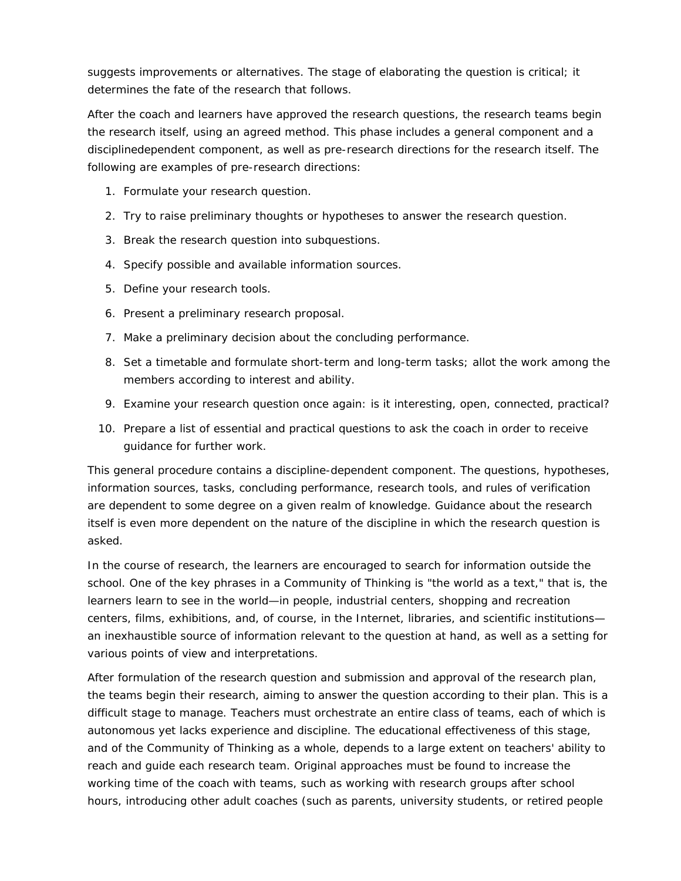suggests improvements or alternatives. The stage of elaborating the question is critical; it determines the fate of the research that follows.

After the coach and learners have approved the research questions, the research teams begin the research itself, using an agreed method. This phase includes a general component and a disciplinedependent component, as well as pre-research directions for the research itself. The following are examples of pre-research directions:

1. Formulate your research question.
2. Try to raise preliminary thoughts or hypotheses to answer the research question.
3. Break the research question into subquestions.
4. Specify possible and available information sources.
5. Define your research tools.
6. Present a preliminary research proposal.
7. Make a preliminary decision about the concluding performance.
8. Set a timetable and formulate short-term and long-term tasks; allot the work among the members according to interest and ability.
9. Examine your research question once again: is it interesting, open, connected, practical?
10. Prepare a list of essential and practical questions to ask the coach in order to receive guidance for further work.

This general procedure contains a discipline-dependent component. The questions, hypotheses, information sources, tasks, concluding performance, research tools, and rules of verification are dependent to some degree on a given realm of knowledge. Guidance about the research itself is even more dependent on the nature of the discipline in which the research question is asked.

In the course of research, the learners are encouraged to search for information outside the school. One of the key phrases in a Community of Thinking is "the world as a text," that is, the learners learn to see in the world—in people, industrial centers, shopping and recreation centers, films, exhibitions, and, of course, in the Internet, libraries, and scientific institutions—an inexhaustible source of information relevant to the question at hand, as well as a setting for various points of view and interpretations.

After formulation of the research question and submission and approval of the research plan, the teams begin their research, aiming to answer the question according to their plan. This is a difficult stage to manage. Teachers must orchestrate an entire class of teams, each of which is autonomous yet lacks experience and discipline. The educational effectiveness of this stage, and of the Community of Thinking as a whole, depends to a large extent on teachers' ability to reach and guide each research team. Original approaches must be found to increase the working time of the coach with teams, such as working with research groups after school hours, introducing other adult coaches (such as parents, university students, or retired people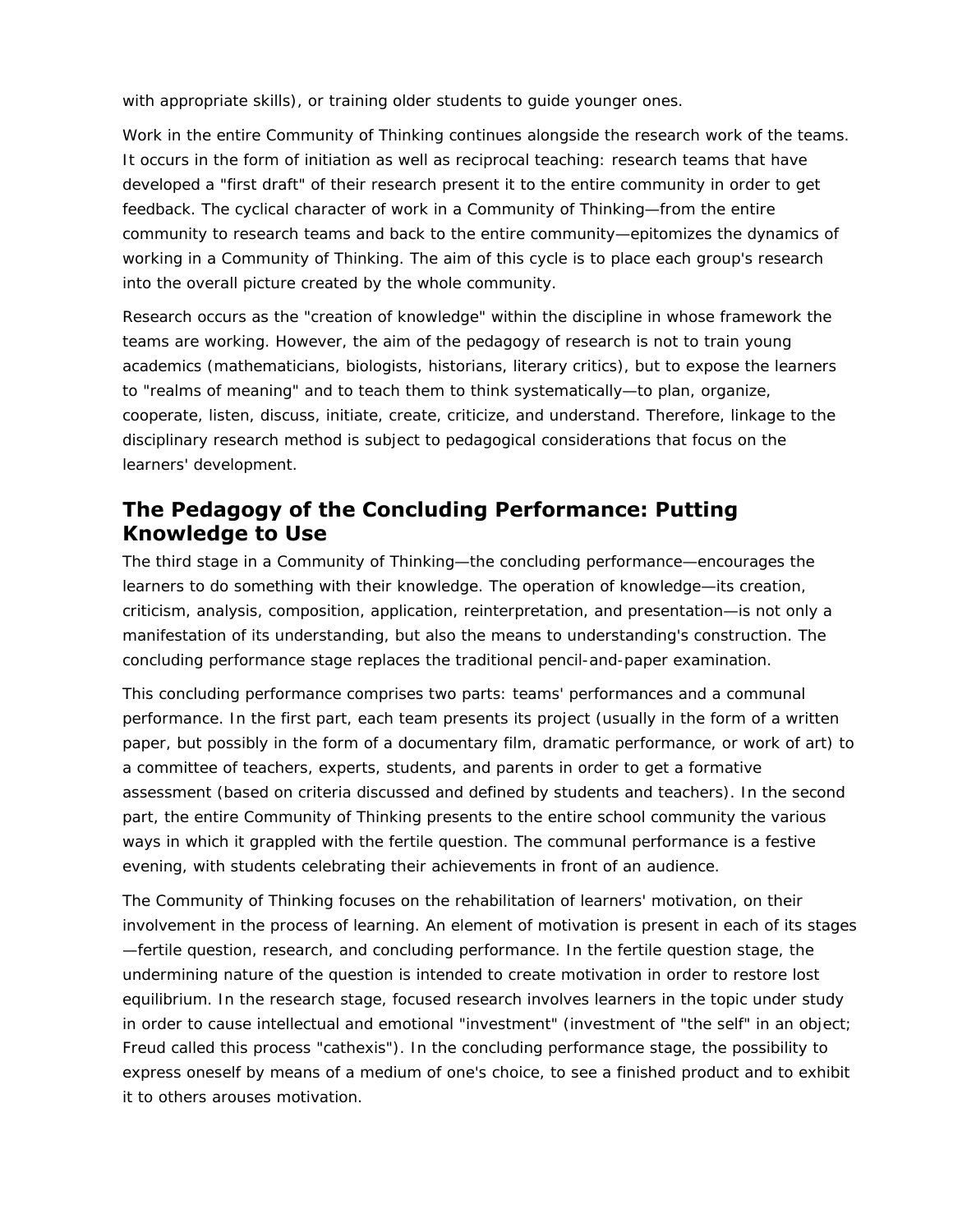with appropriate skills), or training older students to guide younger ones.

Work in the entire Community of Thinking continues alongside the research work of the teams. It occurs in the form of initiation as well as reciprocal teaching: research teams that have developed a "first draft" of their research present it to the entire community in order to get feedback. The cyclical character of work in a Community of Thinking—from the entire community to research teams and back to the entire community—epitomizes the dynamics of working in a Community of Thinking. The aim of this cycle is to place each group's research into the overall picture created by the whole community.

Research occurs as the "creation of knowledge" within the discipline in whose framework the teams are working. However, the aim of the pedagogy of research is not to train young academics (mathematicians, biologists, historians, literary critics), but to expose the learners to "realms of meaning" and to teach them to think systematically—to plan, organize, cooperate, listen, discuss, initiate, create, criticize, and understand. Therefore, linkage to the disciplinary research method is subject to pedagogical considerations that focus on the learners' development.

## The Pedagogy of the Concluding Performance: Putting Knowledge to Use

The third stage in a Community of Thinking—the concluding performance—encourages the learners to do something with their knowledge. The operation of knowledge—its creation, criticism, analysis, composition, application, reinterpretation, and presentation—is not only a manifestation of its understanding, but also the means to understanding's construction. The concluding performance stage replaces the traditional pencil-and-paper examination.

This concluding performance comprises two parts: teams' performances and a communal performance. In the first part, each team presents its project (usually in the form of a written paper, but possibly in the form of a documentary film, dramatic performance, or work of art) to a committee of teachers, experts, students, and parents in order to get a formative assessment (based on criteria discussed and defined by students and teachers). In the second part, the entire Community of Thinking presents to the entire school community the various ways in which it grappled with the fertile question. The communal performance is a festive evening, with students celebrating their achievements in front of an audience.

The Community of Thinking focuses on the rehabilitation of learners' motivation, on their involvement in the process of learning. An element of motivation is present in each of its stages—fertile question, research, and concluding performance. In the fertile question stage, the undermining nature of the question is intended to create motivation in order to restore lost equilibrium. In the research stage, focused research involves learners in the topic under study in order to cause intellectual and emotional "investment" (investment of "the self" in an object; Freud called this process "cathexis"). In the concluding performance stage, the possibility to express oneself by means of a medium of one's choice, to see a finished product and to exhibit it to others arouses motivation.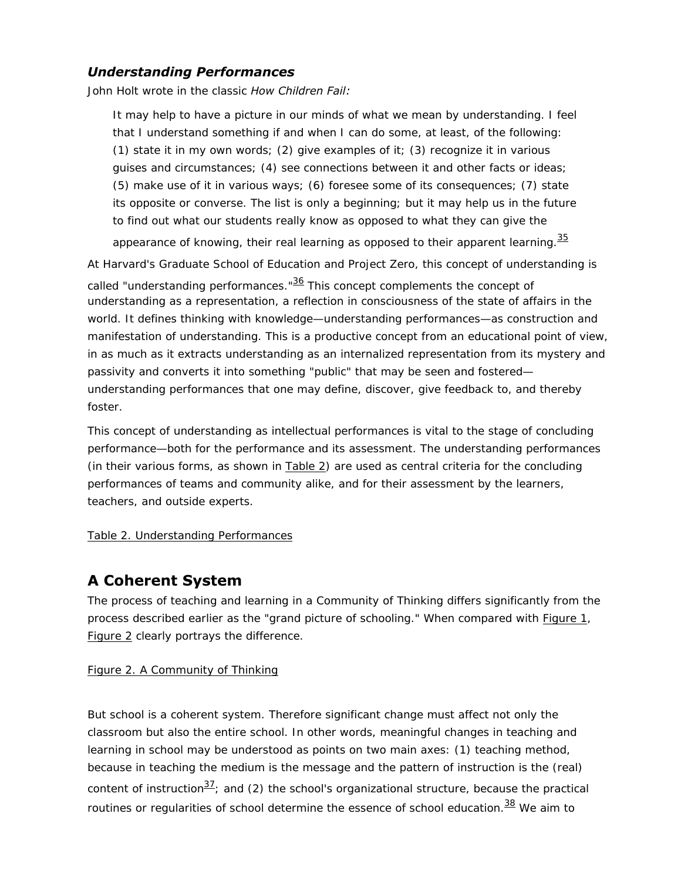### *Understanding Performances*

John Holt wrote in the classic *How Children Fail:*

> It may help to have a picture in our minds of what we mean by understanding. I feel that I understand something if and when I can do some, at least, of the following: (1) state it in my own words; (2) give examples of it; (3) recognize it in various guises and circumstances; (4) see connections between it and other facts or ideas; (5) make use of it in various ways; (6) foresee some of its consequences; (7) state its opposite or converse. The list is only a beginning; but it may help us in the future to find out what our students really know as opposed to what they can give the appearance of knowing, their real learning as opposed to their apparent learning.[35]

At Harvard's Graduate School of Education and Project Zero, this concept of understanding is called "understanding performances."[36] This concept complements the concept of understanding as a representation, a reflection in consciousness of the state of affairs in the world. It defines thinking with knowledge—understanding performances—as construction and manifestation of understanding. This is a productive concept from an educational point of view, in as much as it extracts understanding as an internalized representation from its mystery and passivity and converts it into something "public" that may be seen and fostered—understanding performances that one may define, discover, give feedback to, and thereby foster.

This concept of understanding as intellectual performances is vital to the stage of concluding performance—both for the performance and its assessment. The understanding performances (in their various forms, as shown in Table 2) are used as central criteria for the concluding performances of teams and community alike, and for their assessment by the learners, teachers, and outside experts.

Table 2. Understanding Performances

## A Coherent System

The process of teaching and learning in a Community of Thinking differs significantly from the process described earlier as the "grand picture of schooling." When compared with Figure 1, Figure 2 clearly portrays the difference.

Figure 2. A Community of Thinking

But school is a coherent system. Therefore significant change must affect not only the classroom but also the entire school. In other words, meaningful changes in teaching and learning in school may be understood as points on two main axes: (1) teaching method, because in teaching the medium is the message and the pattern of instruction is the (real) content of instruction[37]; and (2) the school's organizational structure, because the practical routines or regularities of school determine the essence of school education.[38] We aim to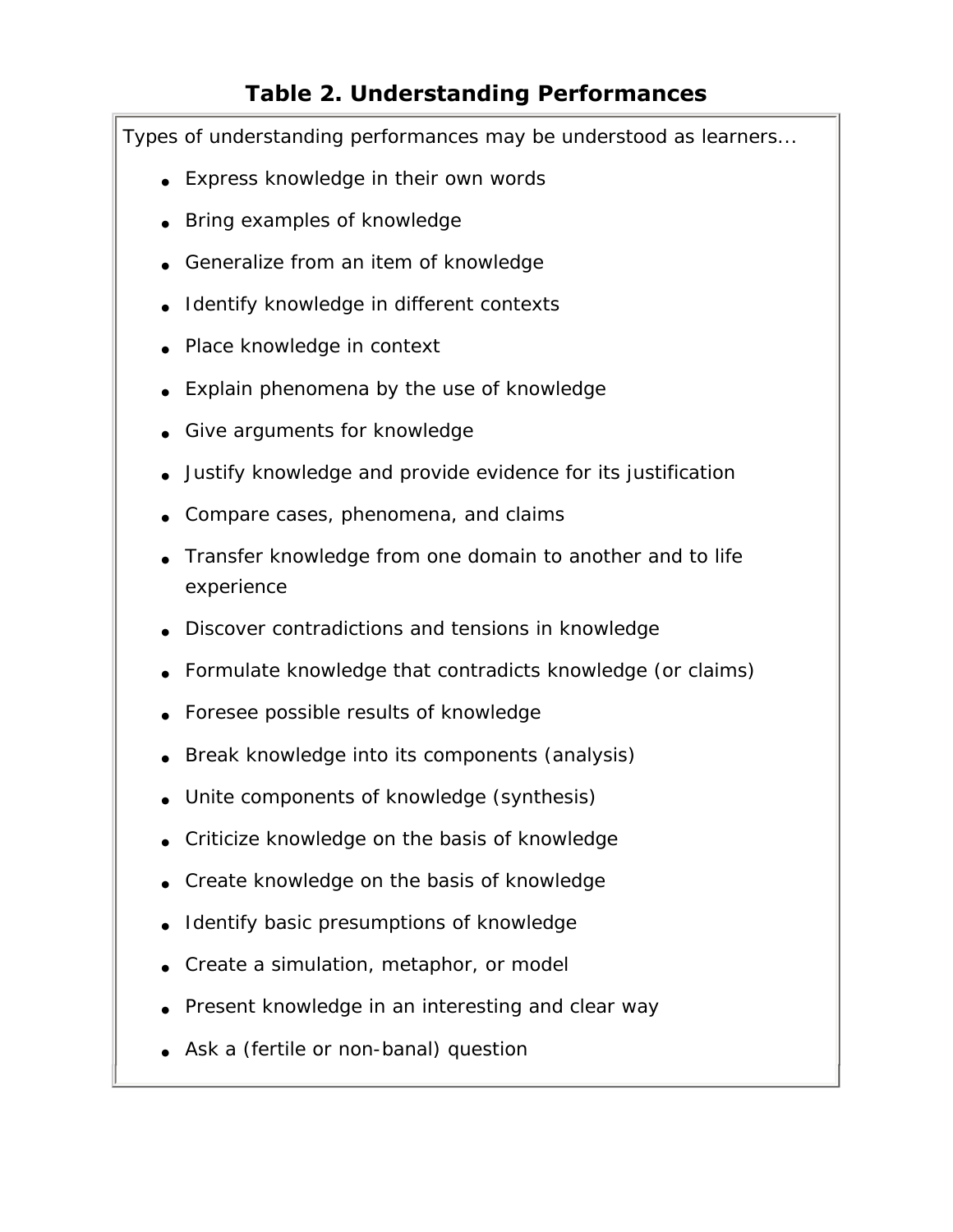### Table 2. Understanding Performances

Types of understanding performances may be understood as learners...

- Express knowledge in their own words
- Bring examples of knowledge
- Generalize from an item of knowledge
- Identify knowledge in different contexts
- Place knowledge in context
- Explain phenomena by the use of knowledge
- Give arguments for knowledge
- Justify knowledge and provide evidence for its justification
- Compare cases, phenomena, and claims
- Transfer knowledge from one domain to another and to life experience
- Discover contradictions and tensions in knowledge
- Formulate knowledge that contradicts knowledge (or claims)
- Foresee possible results of knowledge
- Break knowledge into its components (analysis)
- Unite components of knowledge (synthesis)
- Criticize knowledge on the basis of knowledge
- Create knowledge on the basis of knowledge
- Identify basic presumptions of knowledge
- Create a simulation, metaphor, or model
- Present knowledge in an interesting and clear way
- Ask a (fertile or non-banal) question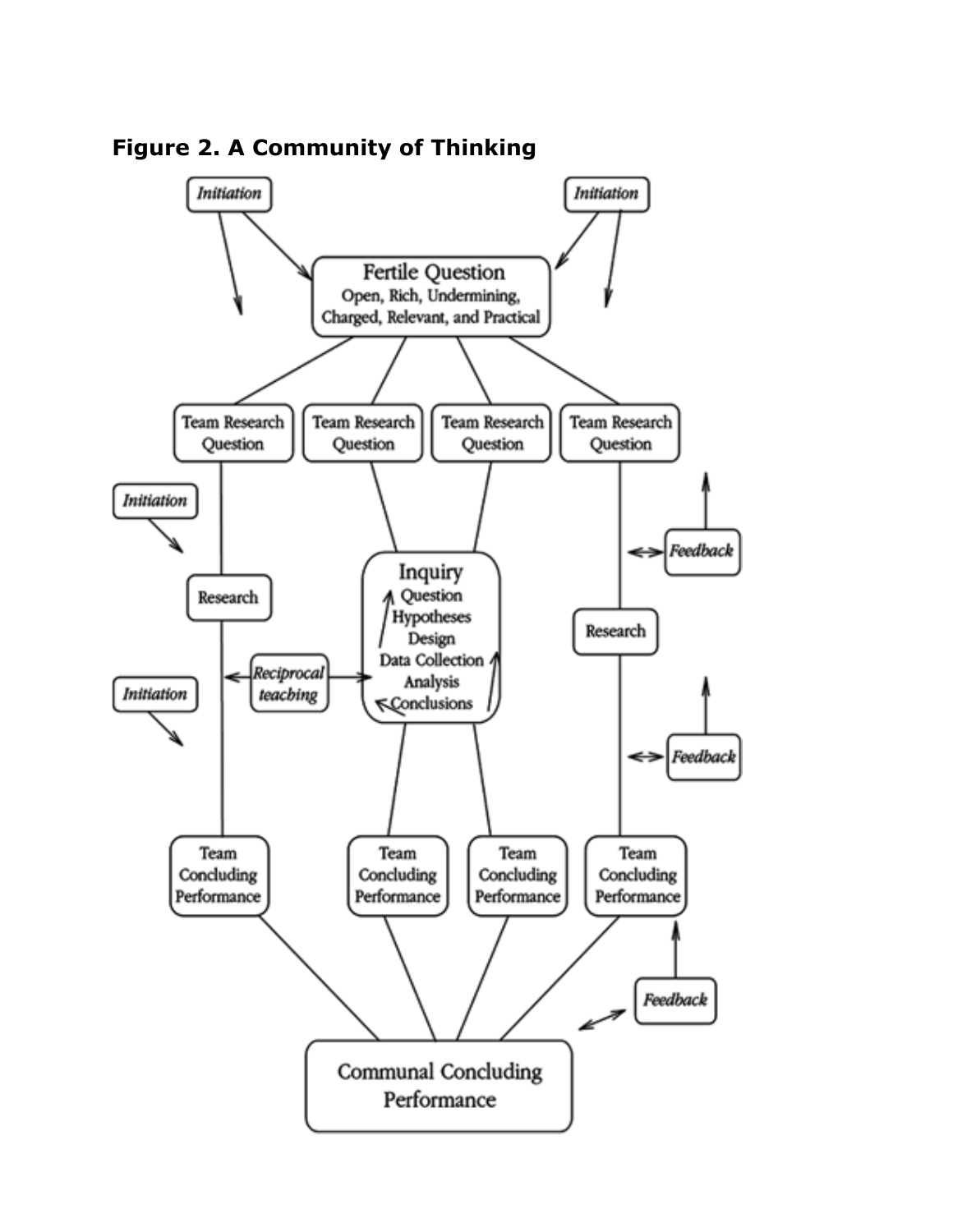**Figure 2. A Community of Thinking**

*Initiation*

*Initiation*

Fertile Question
Open, Rich, Undermining, Charged, Relevant, and Practical

Team Research Question

Team Research Question

Team Research Question

Team Research Question

*Initiation*

Research

*Feedback*

Inquiry
Question
Hypotheses
Design
Data Collection
Analysis
Conclusions

Research

*Reciprocal teacbing*

*Initiation*

*Feedback*

Team Concluding Performance

Team Concluding Performance

Team Concluding Performance

Team Concluding Performance

*Feedback*

Communal Concluding Performance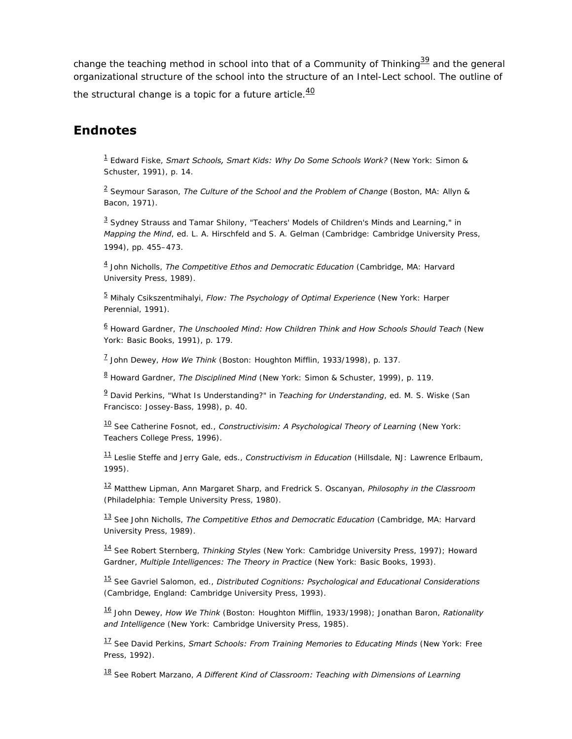change the teaching method in school into that of a Community of Thinking[39] and the general organizational structure of the school into the structure of an Intel-Lect school. The outline of the structural change is a topic for a future article.[40]

## Endnotes

[1] Edward Fiske, *Smart Schools, Smart Kids: Why Do Some Schools Work?* (New York: Simon & Schuster, 1991), p. 14.

[2] Seymour Sarason, *The Culture of the School and the Problem of Change* (Boston, MA: Allyn & Bacon, 1971).

[3] Sydney Strauss and Tamar Shilony, "Teachers' Models of Children's Minds and Learning," in *Mapping the Mind*, ed. L. A. Hirschfeld and S. A. Gelman (Cambridge: Cambridge University Press, 1994), pp. 455–473.

[4] John Nicholls, *The Competitive Ethos and Democratic Education* (Cambridge, MA: Harvard University Press, 1989).

[5] Mihaly Csikszentmihalyi, *Flow: The Psychology of Optimal Experience* (New York: Harper Perennial, 1991).

[6] Howard Gardner, *The Unschooled Mind: How Children Think and How Schools Should Teach* (New York: Basic Books, 1991), p. 179.

[7] John Dewey, *How We Think* (Boston: Houghton Mifflin, 1933/1998), p. 137.

[8] Howard Gardner, *The Disciplined Mind* (New York: Simon & Schuster, 1999), p. 119.

[9] David Perkins, "What Is Understanding?" in *Teaching for Understanding*, ed. M. S. Wiske (San Francisco: Jossey-Bass, 1998), p. 40.

[10] See Catherine Fosnot, ed., *Constructivisim: A Psychological Theory of Learning* (New York: Teachers College Press, 1996).

[11] Leslie Steffe and Jerry Gale, eds., *Constructivism in Education* (Hillsdale, NJ: Lawrence Erlbaum, 1995).

[12] Matthew Lipman, Ann Margaret Sharp, and Fredrick S. Oscanyan, *Philosophy in the Classroom* (Philadelphia: Temple University Press, 1980).

[13] See John Nicholls, *The Competitive Ethos and Democratic Education* (Cambridge, MA: Harvard University Press, 1989).

[14] See Robert Sternberg, *Thinking Styles* (New York: Cambridge University Press, 1997); Howard Gardner, *Multiple Intelligences: The Theory in Practice* (New York: Basic Books, 1993).

[15] See Gavriel Salomon, ed., *Distributed Cognitions: Psychological and Educational Considerations* (Cambridge, England: Cambridge University Press, 1993).

[16] John Dewey, *How We Think* (Boston: Houghton Mifflin, 1933/1998); Jonathan Baron, *Rationality and Intelligence* (New York: Cambridge University Press, 1985).

[17] See David Perkins, *Smart Schools: From Training Memories to Educating Minds* (New York: Free Press, 1992).

[18] See Robert Marzano, *A Different Kind of Classroom: Teaching with Dimensions of Learning*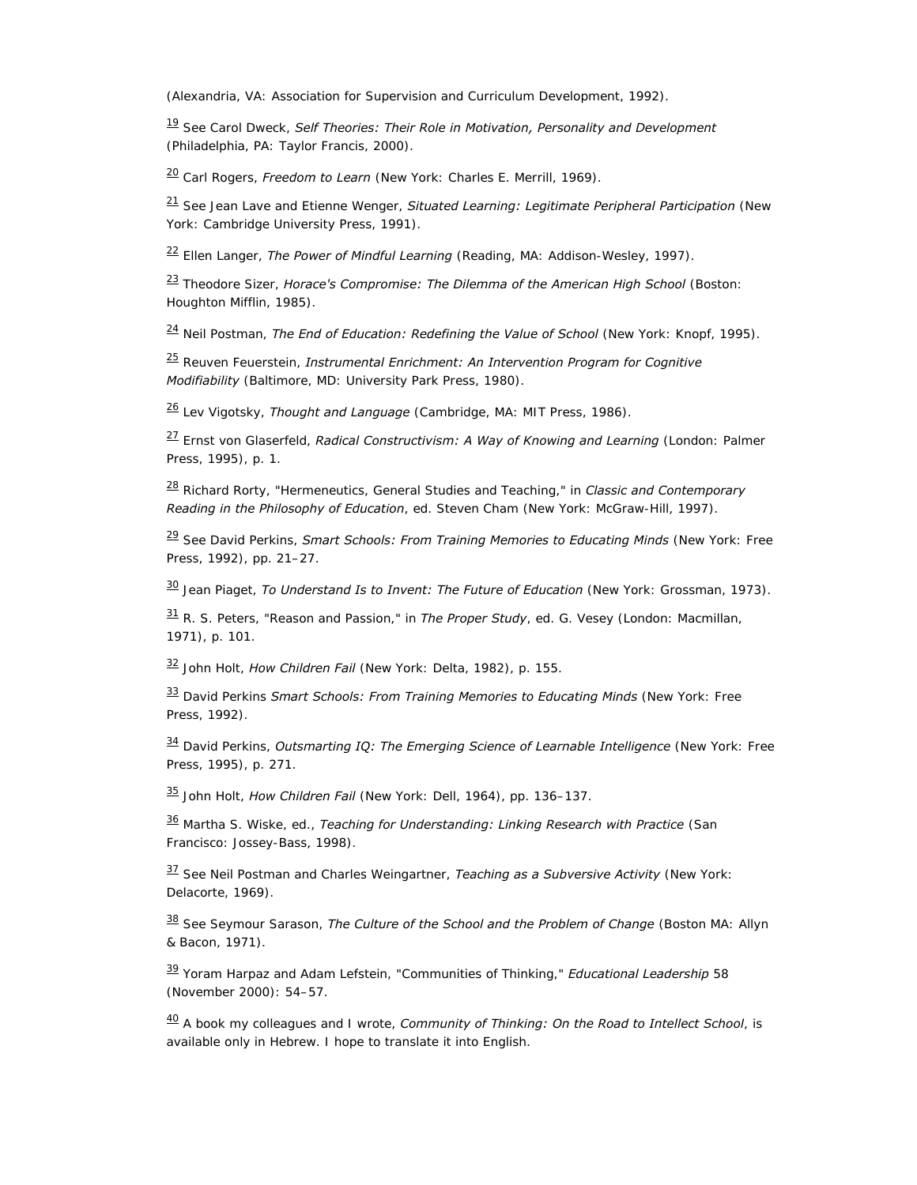(Alexandria, VA: Association for Supervision and Curriculum Development, 1992).

[19] See Carol Dweck, *Self Theories: Their Role in Motivation, Personality and Development* (Philadelphia, PA: Taylor Francis, 2000).

[20] Carl Rogers, *Freedom to Learn* (New York: Charles E. Merrill, 1969).

[21] See Jean Lave and Etienne Wenger, *Situated Learning: Legitimate Peripheral Participation* (New York: Cambridge University Press, 1991).

[22] Ellen Langer, *The Power of Mindful Learning* (Reading, MA: Addison-Wesley, 1997).

[23] Theodore Sizer, *Horace's Compromise: The Dilemma of the American High School* (Boston: Houghton Mifflin, 1985).

[24] Neil Postman, *The End of Education: Redefining the Value of School* (New York: Knopf, 1995).

[25] Reuven Feuerstein, *Instrumental Enrichment: An Intervention Program for Cognitive Modifiability* (Baltimore, MD: University Park Press, 1980).

[26] Lev Vigotsky, *Thought and Language* (Cambridge, MA: MIT Press, 1986).

[27] Ernst von Glaserfeld, *Radical Constructivism: A Way of Knowing and Learning* (London: Palmer Press, 1995), p. 1.

[28] Richard Rorty, "Hermeneutics, General Studies and Teaching," in *Classic and Contemporary Reading in the Philosophy of Education*, ed. Steven Cham (New York: McGraw-Hill, 1997).

[29] See David Perkins, *Smart Schools: From Training Memories to Educating Minds* (New York: Free Press, 1992), pp. 21–27.

[30] Jean Piaget, *To Understand Is to Invent: The Future of Education* (New York: Grossman, 1973).

[31] R. S. Peters, "Reason and Passion," in *The Proper Study*, ed. G. Vesey (London: Macmillan, 1971), p. 101.

[32] John Holt, *How Children Fail* (New York: Delta, 1982), p. 155.

[33] David Perkins *Smart Schools: From Training Memories to Educating Minds* (New York: Free Press, 1992).

[34] David Perkins, *Outsmarting IQ: The Emerging Science of Learnable Intelligence* (New York: Free Press, 1995), p. 271.

[35] John Holt, *How Children Fail* (New York: Dell, 1964), pp. 136–137.

[36] Martha S. Wiske, ed., *Teaching for Understanding: Linking Research with Practice* (San Francisco: Jossey-Bass, 1998).

[37] See Neil Postman and Charles Weingartner, *Teaching as a Subversive Activity* (New York: Delacorte, 1969).

[38] See Seymour Sarason, *The Culture of the School and the Problem of Change* (Boston MA: Allyn & Bacon, 1971).

[39] Yoram Harpaz and Adam Lefstein, "Communities of Thinking," *Educational Leadership* 58 (November 2000): 54–57.

[40] A book my colleagues and I wrote, *Community of Thinking: On the Road to Intellect School*, is available only in Hebrew. I hope to translate it into English.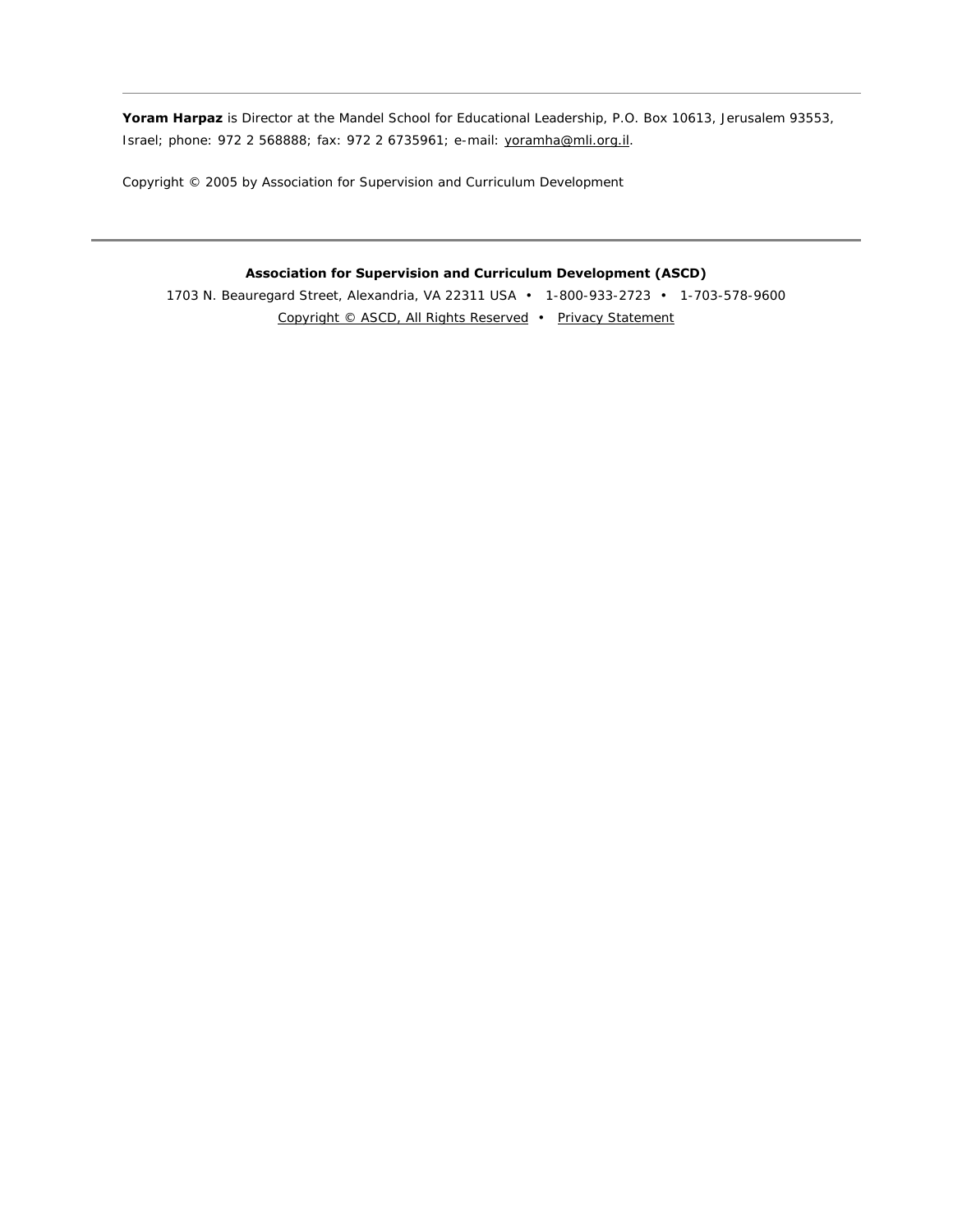---

**Yoram Harpaz** is Director at the Mandel School for Educational Leadership, P.O. Box 10613, Jerusalem 93553, Israel; phone: 972 2 568888; fax: 972 2 6735961; e-mail: yoramha@mli.org.il.

Copyright © 2005 by Association for Supervision and Curriculum Development

---

**Association for Supervision and Curriculum Development (ASCD)**

1703 N. Beauregard Street, Alexandria, VA 22311 USA • 1-800-933-2723 • 1-703-578-9600

Copyright © ASCD, All Rights Reserved • Privacy Statement